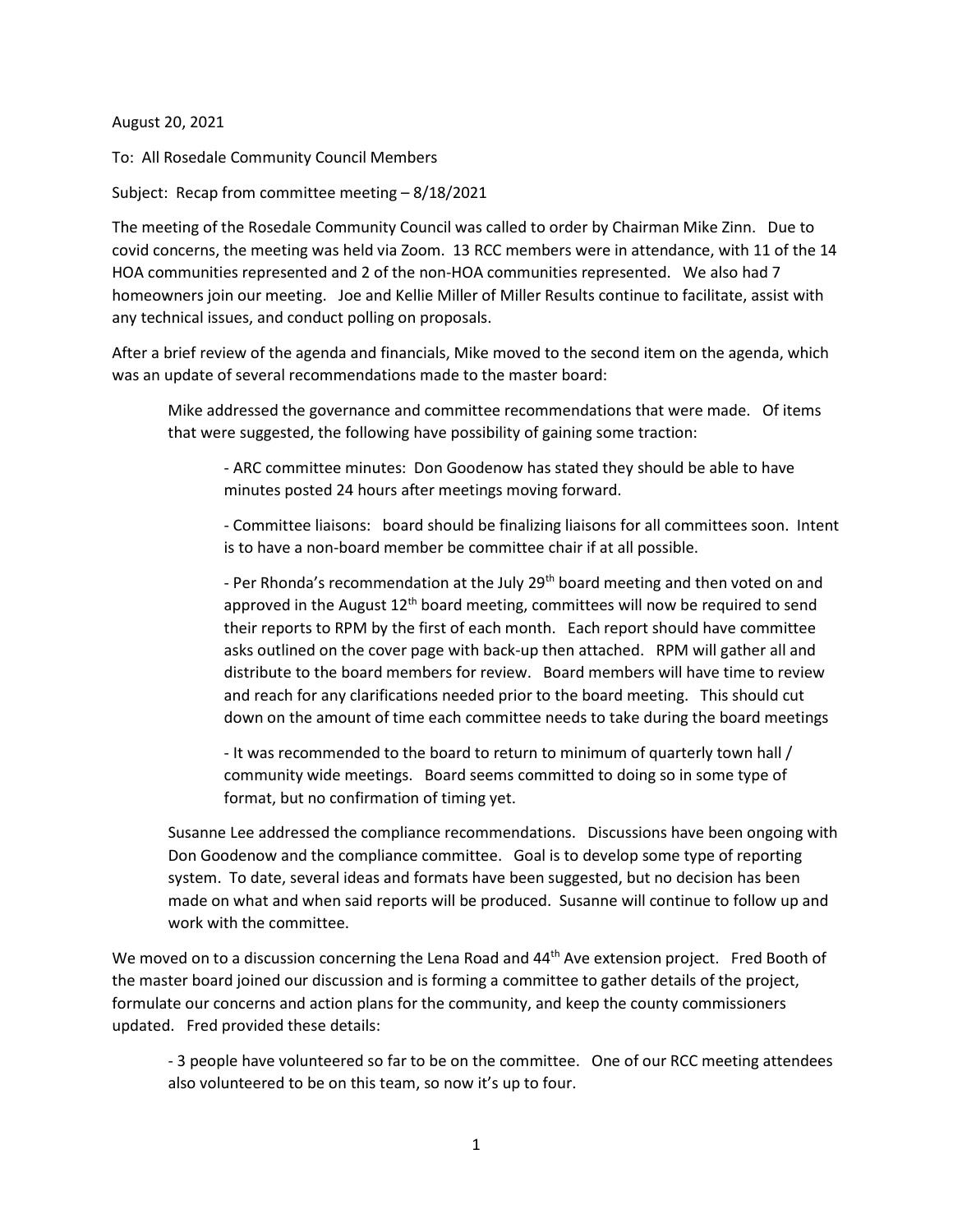August 20, 2021

To: All Rosedale Community Council Members

Subject: Recap from committee meeting – 8/18/2021

The meeting of the Rosedale Community Council was called to order by Chairman Mike Zinn. Due to covid concerns, the meeting was held via Zoom. 13 RCC members were in attendance, with 11 of the 14 HOA communities represented and 2 of the non-HOA communities represented. We also had 7 homeowners join our meeting. Joe and Kellie Miller of Miller Results continue to facilitate, assist with any technical issues, and conduct polling on proposals.

After a brief review of the agenda and financials, Mike moved to the second item on the agenda, which was an update of several recommendations made to the master board:

> Mike addressed the governance and committee recommendations that were made. Of items that were suggested, the following have possibility of gaining some traction:
>
> - ARC committee minutes: Don Goodenow has stated they should be able to have minutes posted 24 hours after meetings moving forward.
> - Committee liaisons: board should be finalizing liaisons for all committees soon. Intent is to have a non-board member be committee chair if at all possible.
> - Per Rhonda's recommendation at the July 29th board meeting and then voted on and approved in the August 12th board meeting, committees will now be required to send their reports to RPM by the first of each month. Each report should have committee asks outlined on the cover page with back-up then attached. RPM will gather all and distribute to the board members for review. Board members will have time to review and reach for any clarifications needed prior to the board meeting. This should cut down on the amount of time each committee needs to take during the board meetings
> - It was recommended to the board to return to minimum of quarterly town hall / community wide meetings. Board seems committed to doing so in some type of format, but no confirmation of timing yet.
>
> Susanne Lee addressed the compliance recommendations. Discussions have been ongoing with Don Goodenow and the compliance committee. Goal is to develop some type of reporting system. To date, several ideas and formats have been suggested, but no decision has been made on what and when said reports will be produced. Susanne will continue to follow up and work with the committee.

We moved on to a discussion concerning the Lena Road and 44th Ave extension project. Fred Booth of the master board joined our discussion and is forming a committee to gather details of the project, formulate our concerns and action plans for the community, and keep the county commissioners updated. Fred provided these details:

> - 3 people have volunteered so far to be on the committee. One of our RCC meeting attendees also volunteered to be on this team, so now it's up to four.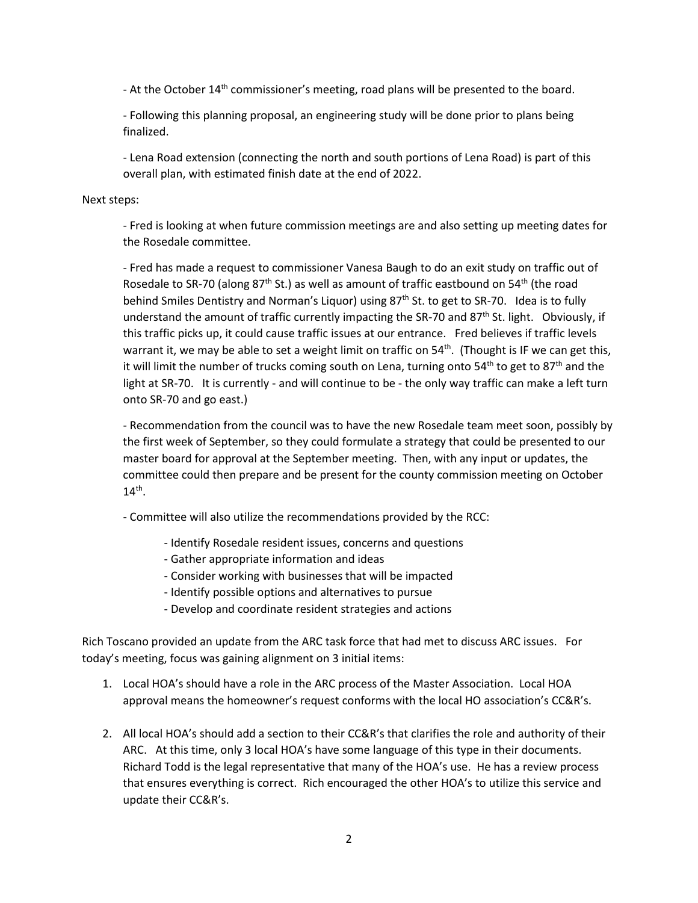- At the October 14th commissioner's meeting, road plans will be presented to the board.

- Following this planning proposal, an engineering study will be done prior to plans being finalized.

- Lena Road extension (connecting the north and south portions of Lena Road) is part of this overall plan, with estimated finish date at the end of 2022.

Next steps:

- Fred is looking at when future commission meetings are and also setting up meeting dates for the Rosedale committee.

- Fred has made a request to commissioner Vanesa Baugh to do an exit study on traffic out of Rosedale to SR-70 (along 87th St.) as well as amount of traffic eastbound on 54th (the road behind Smiles Dentistry and Norman's Liquor) using 87th St. to get to SR-70. Idea is to fully understand the amount of traffic currently impacting the SR-70 and 87th St. light. Obviously, if this traffic picks up, it could cause traffic issues at our entrance. Fred believes if traffic levels warrant it, we may be able to set a weight limit on traffic on 54th. (Thought is IF we can get this, it will limit the number of trucks coming south on Lena, turning onto 54th to get to 87th and the light at SR-70. It is currently - and will continue to be - the only way traffic can make a left turn onto SR-70 and go east.)

- Recommendation from the council was to have the new Rosedale team meet soon, possibly by the first week of September, so they could formulate a strategy that could be presented to our master board for approval at the September meeting. Then, with any input or updates, the committee could then prepare and be present for the county commission meeting on October 14th.

- Committee will also utilize the recommendations provided by the RCC:

  - Identify Rosedale resident issues, concerns and questions
  - Gather appropriate information and ideas
  - Consider working with businesses that will be impacted
  - Identify possible options and alternatives to pursue
  - Develop and coordinate resident strategies and actions

Rich Toscano provided an update from the ARC task force that had met to discuss ARC issues. For today's meeting, focus was gaining alignment on 3 initial items:

1. Local HOA's should have a role in the ARC process of the Master Association. Local HOA approval means the homeowner's request conforms with the local HO association's CC&R's.

2. All local HOA's should add a section to their CC&R's that clarifies the role and authority of their ARC. At this time, only 3 local HOA's have some language of this type in their documents. Richard Todd is the legal representative that many of the HOA's use. He has a review process that ensures everything is correct. Rich encouraged the other HOA's to utilize this service and update their CC&R's.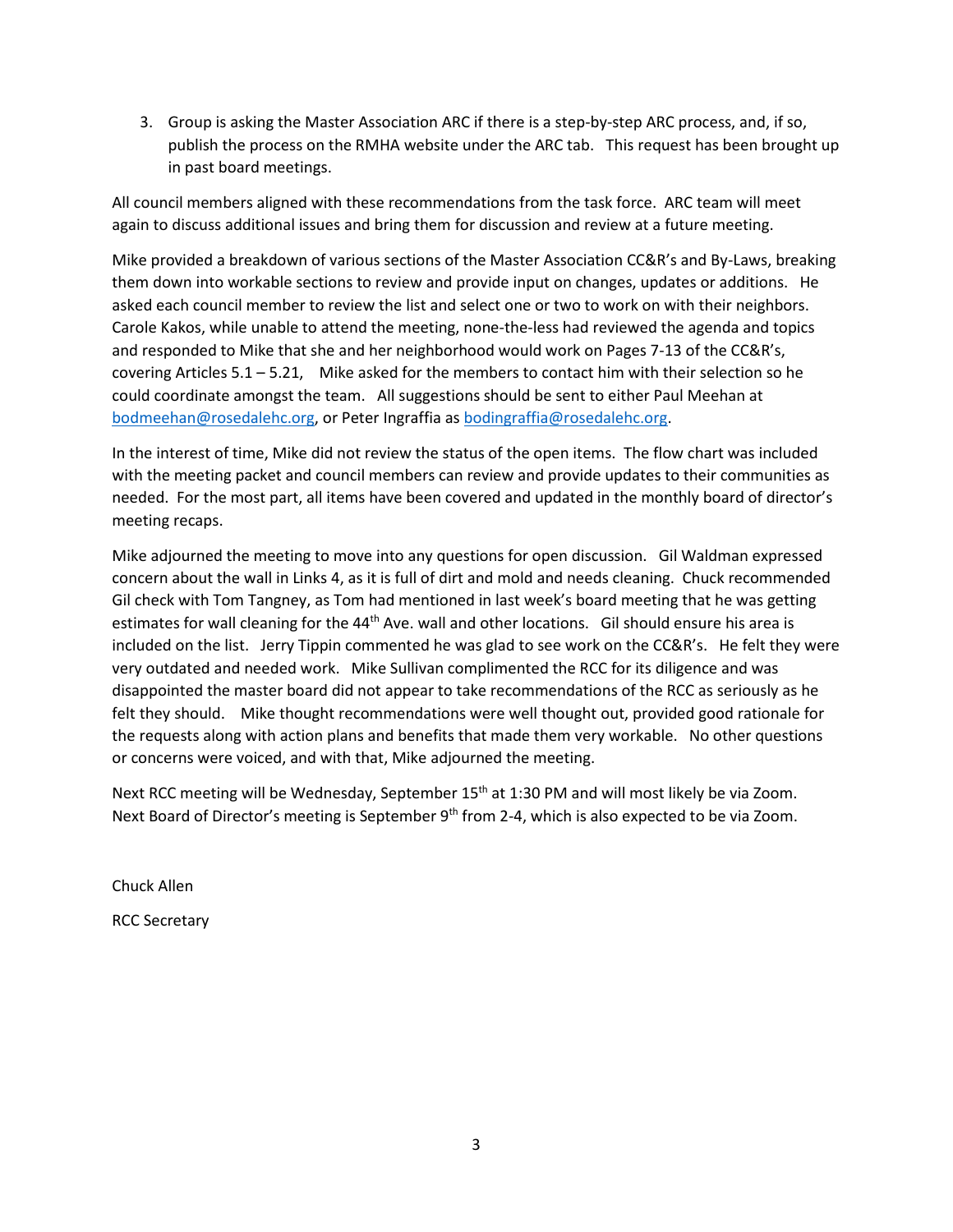3. Group is asking the Master Association ARC if there is a step-by-step ARC process, and, if so, publish the process on the RMHA website under the ARC tab. This request has been brought up in past board meetings.

All council members aligned with these recommendations from the task force. ARC team will meet again to discuss additional issues and bring them for discussion and review at a future meeting.

Mike provided a breakdown of various sections of the Master Association CC&R's and By-Laws, breaking them down into workable sections to review and provide input on changes, updates or additions. He asked each council member to review the list and select one or two to work on with their neighbors. Carole Kakos, while unable to attend the meeting, none-the-less had reviewed the agenda and topics and responded to Mike that she and her neighborhood would work on Pages 7-13 of the CC&R's, covering Articles 5.1 – 5.21, Mike asked for the members to contact him with their selection so he could coordinate amongst the team. All suggestions should be sent to either Paul Meehan at bodmeehan@rosedalehc.org, or Peter Ingraffia as bodingraffia@rosedalehc.org.

In the interest of time, Mike did not review the status of the open items. The flow chart was included with the meeting packet and council members can review and provide updates to their communities as needed. For the most part, all items have been covered and updated in the monthly board of director's meeting recaps.

Mike adjourned the meeting to move into any questions for open discussion. Gil Waldman expressed concern about the wall in Links 4, as it is full of dirt and mold and needs cleaning. Chuck recommended Gil check with Tom Tangney, as Tom had mentioned in last week's board meeting that he was getting estimates for wall cleaning for the 44th Ave. wall and other locations. Gil should ensure his area is included on the list. Jerry Tippin commented he was glad to see work on the CC&R's. He felt they were very outdated and needed work. Mike Sullivan complimented the RCC for its diligence and was disappointed the master board did not appear to take recommendations of the RCC as seriously as he felt they should. Mike thought recommendations were well thought out, provided good rationale for the requests along with action plans and benefits that made them very workable. No other questions or concerns were voiced, and with that, Mike adjourned the meeting.

Next RCC meeting will be Wednesday, September 15th at 1:30 PM and will most likely be via Zoom. Next Board of Director's meeting is September 9th from 2-4, which is also expected to be via Zoom.

Chuck Allen

RCC Secretary